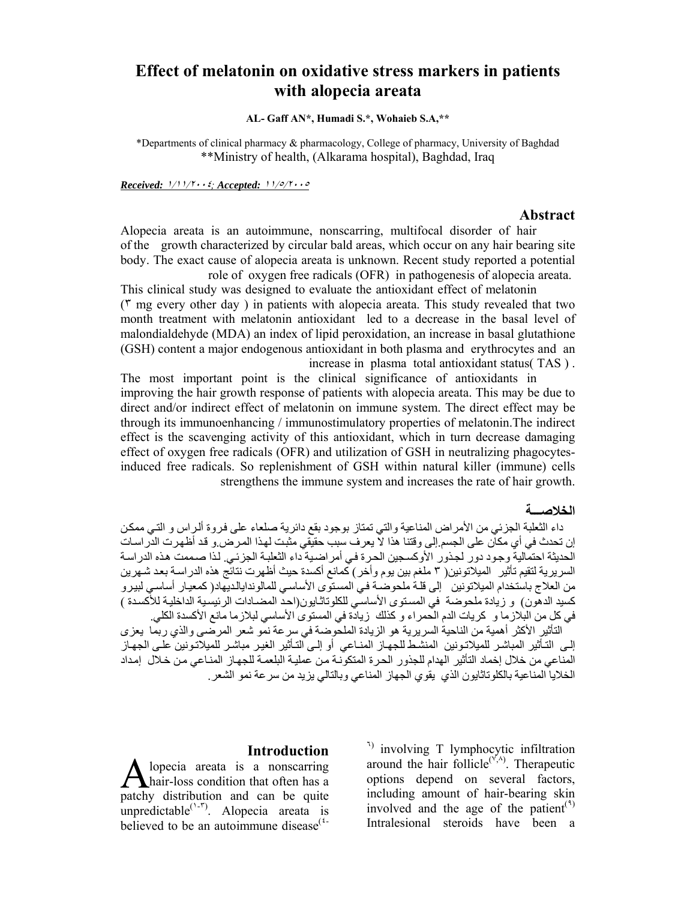# Effect of melatonin on oxidative stress markers in patients with alopecia areata

**AL- Gaff AN\*, Humadi S.\*, Wohaieb S.A,\*\***

\*Departments of clinical pharmacy & pharmacology, College of pharmacy, University of Baghdad
\*\*Ministry of health, (Alkarama hospital), Baghdad, Iraq

***Received: ١/١١/٢٠٠٤; Accepted: ١١/٥/٢٠٠٥***

## Abstract

Alopecia areata is an autoimmune, nonscarring, multifocal disorder of hair growth characterized by circular bald areas, which occur on any hair bearing site of the body. The exact cause of alopecia areata is unknown. Recent study reported a potential role of oxygen free radicals (OFR) in pathogenesis of alopecia areata. This clinical study was designed to evaluate the antioxidant effect of melatonin (٣ mg every other day ) in patients with alopecia areata. This study revealed that two month treatment with melatonin antioxidant led to a decrease in the basal level of malondialdehyde (MDA) an index of lipid peroxidation, an increase in basal glutathione (GSH) content a major endogenous antioxidant in both plasma and erythrocytes and an increase in plasma total antioxidant status( TAS ) .

The most important point is the clinical significance of antioxidants in improving the hair growth response of patients with alopecia areata. This may be due to direct and/or indirect effect of melatonin on immune system. The direct effect may be through its immunoenhancing / immunostimulatory properties of melatonin.The indirect effect is the scavenging activity of this antioxidant, which in turn decrease damaging effect of oxygen free radicals (OFR) and utilization of GSH in neutralizing phagocytes-induced free radicals. So replenishment of GSH within natural killer (immune) cells strengthens the immune system and increases the rate of hair growth.

## الخلاصــة

داء الثعلبة الجزئي من الأمراض المناعية والتي تمتاز بوجود بقع دائرية صلعاء على فروة ألراس و التي ممكن إن تحدث في أي مكان على الجسم.إلى وقتنا هذا لا يعرف سبب حقيقي مثبت لهذا المرض.و قد أظهرت الدراسات الحديثة احتمالية وجود دور لجذور الأوكسجين الحرة في أمراضية داء الثعلبة الجزئي. لذا صممت هذه الدراسة السريرية لتقيم تأثير الميلاتونين( ٣ ملغم بين يوم وأخر) كمانع أكسدة حيث أظهرت نتائج هذه الدراسة بعد شهرين من العلاج باستخدام الميلاتونين إلى قلة ملحوضة في المستوى الأساسي للمالوندايالديهاد( كمعيار أساسي لبيرو كسيد الدهون) و زيادة ملحوضة في المستوى الأساسي للكلوتاثايون(احد المضادات الرئيسية الداخلية للأكسدة ) في كل من البلازما و كريات الدم الحمراء و كذلك زيادة في المستوى الأساسي لبلازما مانع الأكسدة الكلي.

التأثير الأكثر أهمية من الناحية السريرية هو الزيادة الملحوضة في سرعة نمو شعر المرضى والذي ربما يعزى إلى التأثير المباشر للميلاتونين المنشط للجهاز المناعي أو إلى التأثير الغير مباشر للميلاتونين على الجهاز المناعي من خلال إخماد التأثير الهدام للجذور الحرة المتكونة من عملية البلعمة للجهاز المناعي من خلال إمداد الخلايا المناعية بالكلوتاثايون الذي يقوي الجهاز المناعي وبالتالي يزيد من سرعة نمو الشعر.

## Introduction

Alopecia areata is a nonscarring hair-loss condition that often has a patchy distribution and can be quite unpredictable[١-٣]. Alopecia areata is believed to be an autoimmune disease[٤-٦] involving T lymphocytic infiltration around the hair follicle[٧,٨]. Therapeutic options depend on several factors, including amount of hair-bearing skin involved and the age of the patient[٩] Intralesional steroids have been a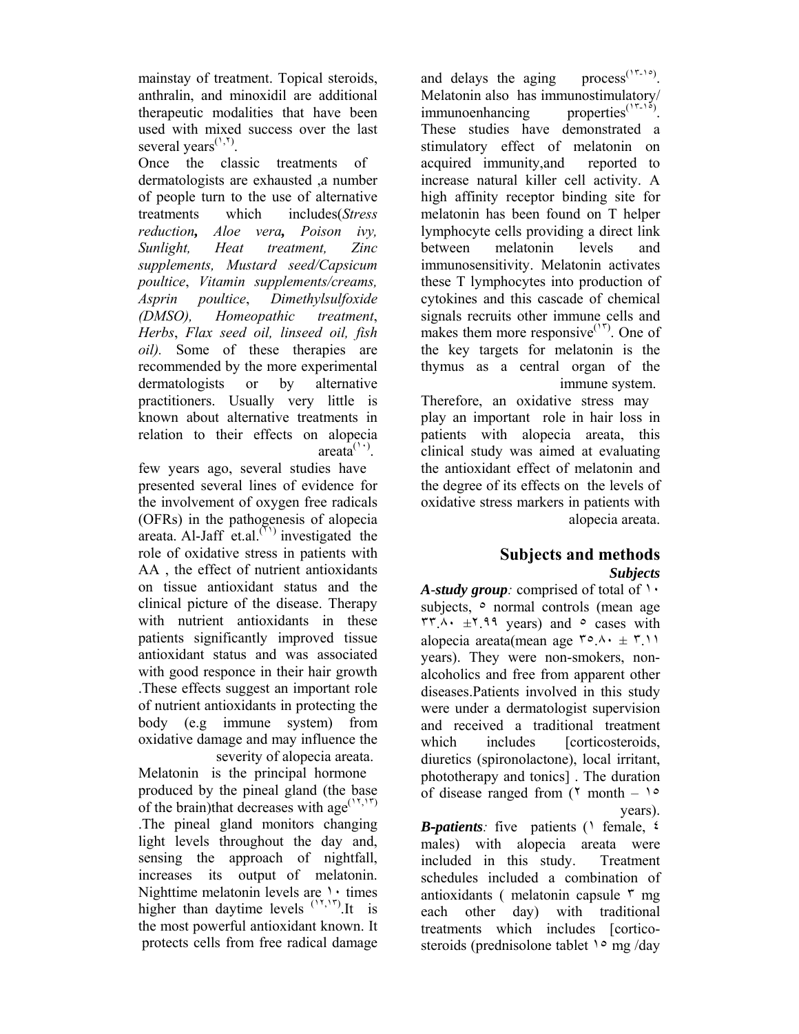mainstay of treatment. Topical steroids, anthralin, and minoxidil are additional therapeutic modalities that have been used with mixed success over the last several years[١,٢].

Once the classic treatments of dermatologists are exhausted ,a number of people turn to the use of alternative treatments which includes(*Stress reduction***,** *Aloe vera***,** *Poison ivy, Sunlight, Heat treatment, Zinc supplements, Mustard seed/Capsicum poultice*, *Vitamin supplements/creams, Asprin poultice*, *Dimethylsulfoxide (DMSO), Homeopathic treatment*, *Herbs*, *Flax seed oil, linseed oil, fish oil).* Some of these therapies are recommended by the more experimental dermatologists or by alternative practitioners. Usually very little is known about alternative treatments in relation to their effects on alopecia areata[١٠].

few years ago, several studies have presented several lines of evidence for the involvement of oxygen free radicals (OFRs) in the pathogenesis of alopecia areata. Al-Jaff et.al.[١١] investigated the role of oxidative stress in patients with AA , the effect of nutrient antioxidants on tissue antioxidant status and the clinical picture of the disease. Therapy with nutrient antioxidants in these patients significantly improved tissue antioxidant status and was associated with good responce in their hair growth .These effects suggest an important role of nutrient antioxidants in protecting the body (e.g immune system) from oxidative damage and may influence the severity of alopecia areata.

Melatonin is the principal hormone produced by the pineal gland (the base of the brain)that decreases with age[١٢,١٣] .The pineal gland monitors changing light levels throughout the day and, sensing the approach of nightfall, increases its output of melatonin. Nighttime melatonin levels are ١٠ times higher than daytime levels [١٢,١٣].It is the most powerful antioxidant known. It protects cells from free radical damage and delays the aging process[١٣-١٥]. Melatonin also has immunostimulatory/ immunoenhancing properties[١٣-١٥]. These studies have demonstrated a stimulatory effect of melatonin on acquired immunity,and reported to increase natural killer cell activity. A high affinity receptor binding site for melatonin has been found on T helper lymphocyte cells providing a direct link between melatonin levels and immunosensitivity. Melatonin activates these T lymphocytes into production of cytokines and this cascade of chemical signals recruits other immune cells and makes them more responsive[١٣]. One of the key targets for melatonin is the thymus as a central organ of the immune system.

Therefore, an oxidative stress may play an important role in hair loss in patients with alopecia areata, this clinical study was aimed at evaluating the antioxidant effect of melatonin and the degree of its effects on the levels of oxidative stress markers in patients with alopecia areata.

## Subjects and methods

### Subjects

***A-study group****:* comprised of total of ١٠ subjects, ٥ normal controls (mean age ٣٣.٨٠ ±٢.٩٩ years) and ٥ cases with alopecia areata(mean age ٣٥.٨٠ ± ٣.١١ years). They were non-smokers, non-alcoholics and free from apparent other diseases.Patients involved in this study were under a dermatologist supervision and received a traditional treatment which includes [corticosteroids, diuretics (spironolactone), local irritant, phototherapy and tonics] . The duration of disease ranged from (٢ month – ١٥ years).

***B-patients****:* five patients (١ female, ٤ males) with alopecia areata were included in this study. Treatment schedules included a combination of antioxidants ( melatonin capsule ٣ mg each other day) with traditional treatments which includes [cortico-steroids (prednisolone tablet ١٥ mg /day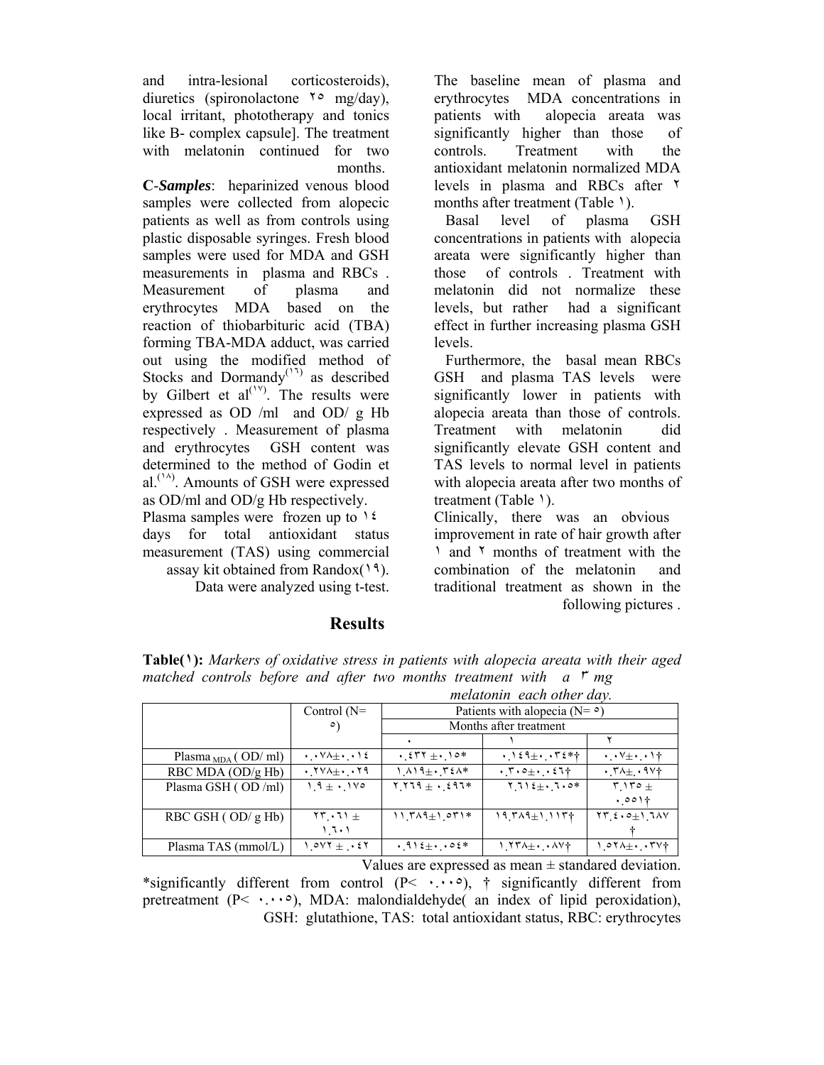and intra-lesional corticosteroids), diuretics (spironolactone ٢٥ mg/day), local irritant, phototherapy and tonics like B- complex capsule]. The treatment with melatonin continued for two months.

**C**-***Samples***: heparinized venous blood samples were collected from alopecic patients as well as from controls using plastic disposable syringes. Fresh blood samples were used for MDA and GSH measurements in plasma and RBCs . Measurement of plasma and erythrocytes MDA based on the reaction of thiobarbituric acid (TBA) forming TBA-MDA adduct, was carried out using the modified method of Stocks and Dormandy[١٦] as described by Gilbert et al[١٧]. The results were expressed as OD /ml and OD/ g Hb respectively . Measurement of plasma and erythrocytes GSH content was determined to the method of Godin et al.[١٨]. Amounts of GSH were expressed as OD/ml and OD/g Hb respectively.

Plasma samples were frozen up to ١٤ days for total antioxidant status measurement (TAS) using commercial assay kit obtained from Randox(١٩). Data were analyzed using t-test.

## Results

The baseline mean of plasma and erythrocytes MDA concentrations in patients with alopecia areata was significantly higher than those of controls. Treatment with the antioxidant melatonin normalized MDA levels in plasma and RBCs after ٢ months after treatment (Table ١).

Basal level of plasma GSH concentrations in patients with alopecia areata were significantly higher than those of controls . Treatment with melatonin did not normalize these levels, but rather had a significant effect in further increasing plasma GSH levels.

Furthermore, the basal mean RBCs GSH and plasma TAS levels were significantly lower in patients with alopecia areata than those of controls. Treatment with melatonin did significantly elevate GSH content and TAS levels to normal level in patients with alopecia areata after two months of treatment (Table ١).

Clinically, there was an obvious improvement in rate of hair growth after ١ and ٢ months of treatment with the combination of the melatonin and traditional treatment as shown in the following pictures .

**Table(١):** *Markers of oxidative stress in patients with alopecia areata with their aged matched controls before and after two months treatment with a ٣ mg melatonin each other day.*

| | Control (N= ٥) | Patients with alopecia (N= ٥) | | |
|---|---|---|---|---|
| | | Months after treatment | | |
| | | ٠ | ١ | ٢ |
| Plasma $_{MDA}$ ( OD/ ml) | ٠.٠٧٨±٠.٠١٤ | ٠.٤٣٢ ±٠.١٥* | ٠.١٤٩±٠.٠٣٤*† | ٠.٠٧±٠.٠١† |
| RBC MDA (OD/g Hb) | ٠.٢٧٨±٠.٠٢٩ | ١.٨١٩±٠.٣٤٨* | ٠.٣٠٥±٠.٠٤٦† | ٠.٣٨±.٠٩٧† |
| Plasma GSH ( OD /ml) | ١.٩ ± ٠.١٧٥ | ٢.٢٦٩ ± ٠.٤٩٦* | ٢.٦١٤±٠.٦٠٥* | ٣.١٣٥ ± ٠.٥٥١† |
| RBC GSH ( OD/ g Hb) | ٢٣.٠٦١ ± ١.٦٠١ | ١١.٣٨٩±١.٥٣١* | ١٩.٣٨٩±١.١١٣† | ٢٣.٤٠٥±١.٦٨٧ † |
| Plasma TAS (mmol/L) | ١.٥٧٢ ± .٠٤٢ | ٠.٩١٤±٠.٠٥٤* | ١.٢٣٨±٠.٠٨٧† | ١.٥٢٨±٠.٠٣٧† |

Values are expressed as mean ± standared deviation.

*significantly different from control (P< ٠.٠٠٥), † significantly different from pretreatment (P< ٠.٠٠٥), MDA: malondialdehyde( an index of lipid peroxidation), GSH: glutathione, TAS: total antioxidant status, RBC: erythrocytes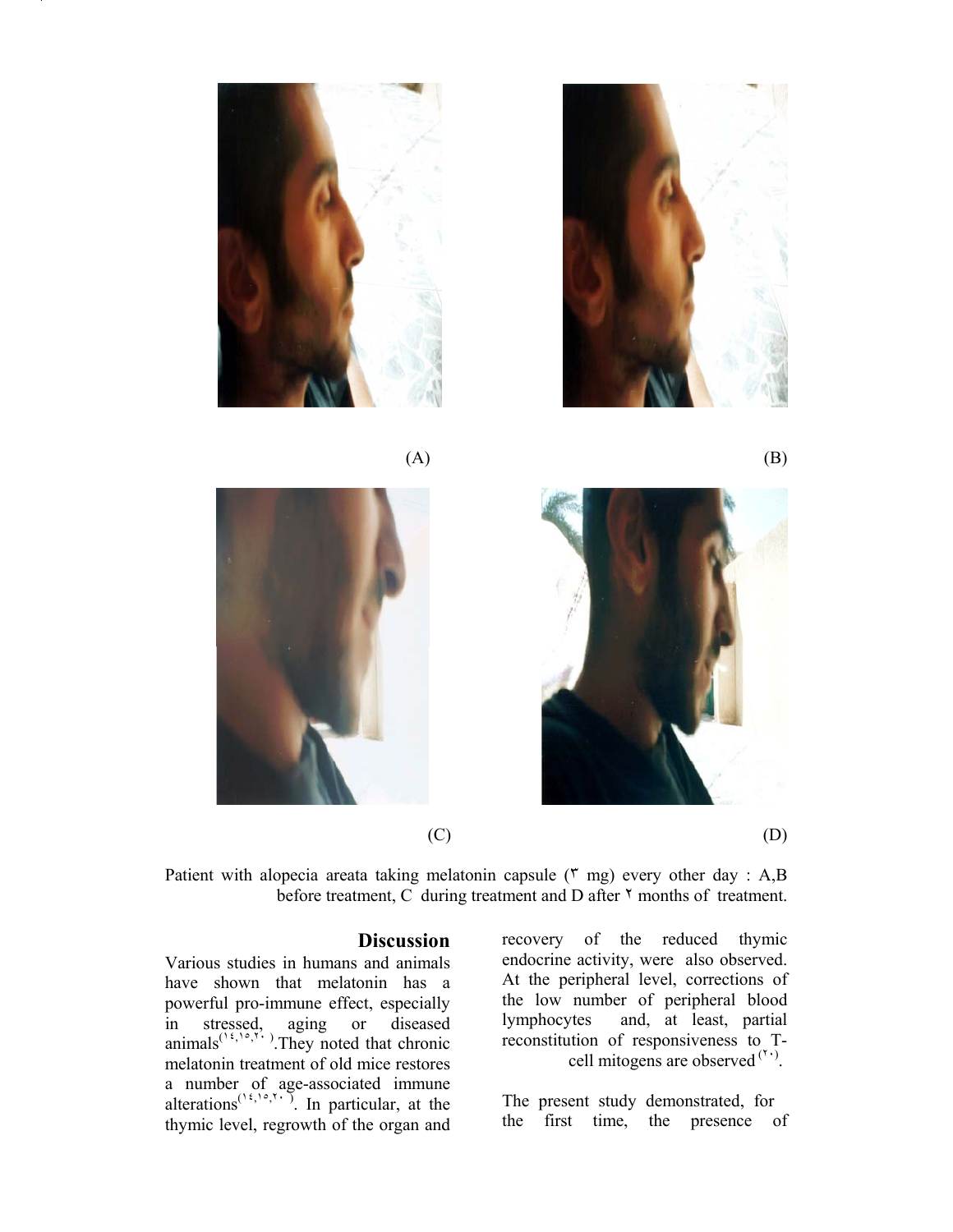(A)

(B)

(C)

(D)

Patient with alopecia areata taking melatonin capsule (٣ mg) every other day : A,B before treatment, C during treatment and D after ٢ months of treatment.

## Discussion

Various studies in humans and animals have shown that melatonin has a powerful pro-immune effect, especially in stressed, aging or diseased animals[١٤,١٥,٢٠].They noted that chronic melatonin treatment of old mice restores a number of age-associated immune alterations[١٤,١٥,٢٠]. In particular, at the thymic level, regrowth of the organ and recovery of the reduced thymic endocrine activity, were also observed. At the peripheral level, corrections of the low number of peripheral blood lymphocytes and, at least, partial reconstitution of responsiveness to T-cell mitogens are observed[٢٠].

The present study demonstrated, for the first time, the presence of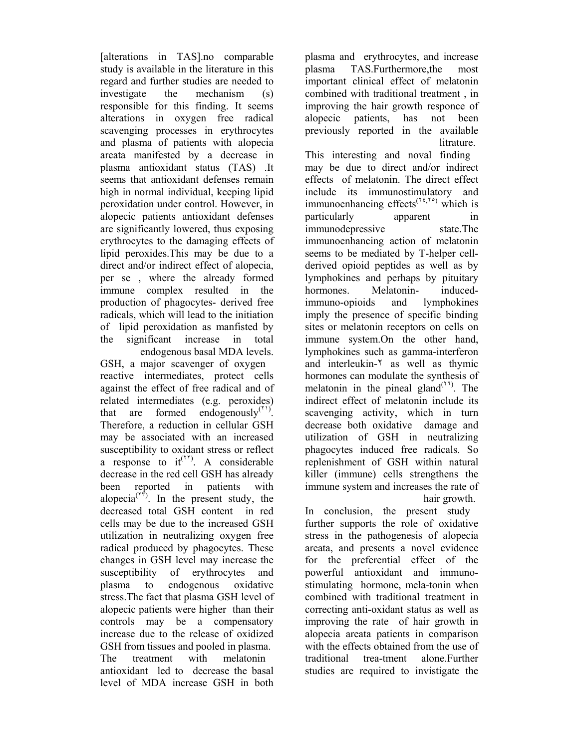[alterations in TAS].no comparable study is available in the literature in this regard and further studies are needed to investigate the mechanism (s) responsible for this finding. It seems alterations in oxygen free radical scavenging processes in erythrocytes and plasma of patients with alopecia areata manifested by a decrease in plasma antioxidant status (TAS) .It seems that antioxidant defenses remain high in normal individual, keeping lipid peroxidation under control. However, in alopecic patients antioxidant defenses are significantly lowered, thus exposing erythrocytes to the damaging effects of lipid peroxides.This may be due to a direct and/or indirect effect of alopecia, per se , where the already formed immune complex resulted in the production of phagocytes- derived free radicals, which will lead to the initiation of lipid peroxidation as manfisted by the significant increase in total endogenous basal MDA levels.

GSH, a major scavenger of oxygen reactive intermediates, protect cells against the effect of free radical and of related intermediates (e.g. peroxides) that are formed endogenously[٢١]. Therefore, a reduction in cellular GSH may be associated with an increased susceptibility to oxidant stress or reflect a response to it[٢٢]. A considerable decrease in the red cell GSH has already been reported in patients with alopecia[٢٣]. In the present study, the decreased total GSH content in red cells may be due to the increased GSH utilization in neutralizing oxygen free radical produced by phagocytes. These changes in GSH level may increase the susceptibility of erythrocytes and plasma to endogenous oxidative stress.The fact that plasma GSH level of alopecic patients were higher than their controls may be a compensatory increase due to the release of oxidized GSH from tissues and pooled in plasma.

The treatment with melatonin antioxidant led to decrease the basal level of MDA increase GSH in both plasma and erythrocytes, and increase plasma TAS.Furthermore,the most important clinical effect of melatonin combined with traditional treatment , in improving the hair growth responce of alopecic patients, has not been previously reported in the available litrature.

This interesting and noval finding may be due to direct and/or indirect effects of melatonin. The direct effect include its immunostimulatory and immunoenhancing effects[٢٤,٢٥] which is particularly apparent in immunodepressive state.The immunoenhancing action of melatonin seems to be mediated by T-helper cell-derived opioid peptides as well as by lymphokines and perhaps by pituitary hormones. Melatonin- induced-immuno-opioids and lymphokines imply the presence of specific binding sites or melatonin receptors on cells on immune system.On the other hand, lymphokines such as gamma-interferon and interleukin-٢ as well as thymic hormones can modulate the synthesis of melatonin in the pineal gland[٢٦]. The indirect effect of melatonin include its scavenging activity, which in turn decrease both oxidative damage and utilization of GSH in neutralizing phagocytes induced free radicals. So replenishment of GSH within natural killer (immune) cells strengthens the immune system and increases the rate of hair growth.

In conclusion, the present study further supports the role of oxidative stress in the pathogenesis of alopecia areata, and presents a novel evidence for the preferential effect of the powerful antioxidant and immuno-stimulating hormone, mela-tonin when combined with traditional treatment in correcting anti-oxidant status as well as improving the rate of hair growth in alopecia areata patients in comparison with the effects obtained from the use of traditional trea-tment alone.Further studies are required to invistigate the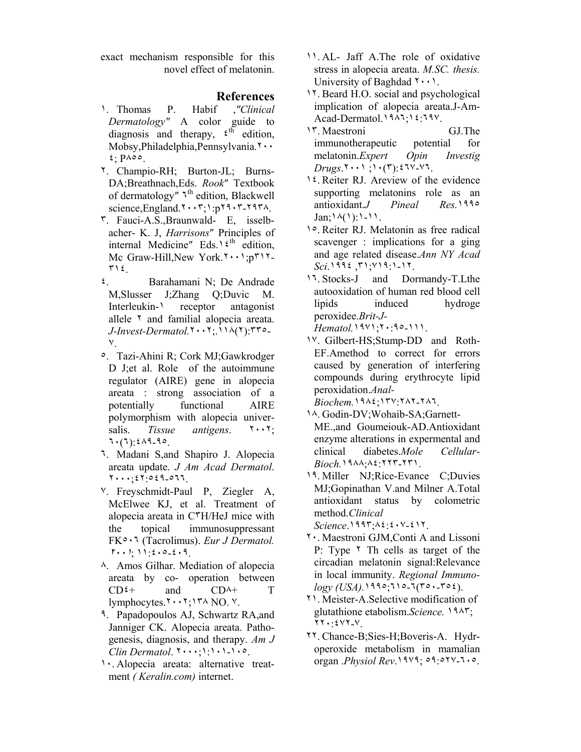exact mechanism responsible for this novel effect of melatonin.

## References

١. Thomas P. Habif ,*"Clinical Dermatology"* A color guide to diagnosis and therapy, ٤th edition, Mobsy,Philadelphia,Pennsylvania.٢٠٠٤; P٨٥٥.

٢. Champio-RH; Burton-JL; Burns-DA;Breathnach,Eds. *Rook"* Textbook of dermatology" ٦th edition, Blackwell science,England.٢٠٠٣;١:p٢٩٠٣-٢٩٣٨.

٣. Fauci-A.S.,Braunwald- E, isselb-acher- K. J, *Harrisons"* Principles of internal Medicine" Eds.١٤th edition, Mc Graw-Hill,New York.٢٠٠١;p٣١٢-٣١٤.

٤. Barahamani N; De Andrade M,Slusser J;Zhang Q;Duvic M. Interleukin-١ receptor antagonist allele ٢ and familial alopecia areata. *J-Invest-Dermatol.*٢٠٠٢;.١١٨(٢):٣٣٥-٧.

٥. Tazi-Ahini R; Cork MJ;Gawkrodger D J;et al. Role of the autoimmune regulator (AIRE) gene in alopecia areata : strong association of a potentially functional AIRE polymorphism with alopecia universalis. *Tissue antigens*. ٢٠٠٢; ٦٠(٦):٤٨٩-٩٥.

٦. Madani S,and Shapiro J. Alopecia areata update. *J Am Acad Dermatol*. ٢٠٠٠;٤٢:٥٤٩-٥٦٦.

٧. Freyschmidt-Paul P, Ziegler A, McElwee KJ, et al. Treatment of alopecia areata in C٣H/HeJ mice with the topical immunosuppressant FK٥٠٦ (Tacrolimus). *Eur J Dermatol.* ٢٠٠١; ١١:٤٠٥-٤٠٩.

٨. Amos Gilhar. Mediation of alopecia areata by co- operation between CD٤+ and CD٨+ T lymphocytes.٢٠٠٢;١٣٨ NO. ٧.

٩. Papadopoulos AJ, Schwartz RA,and Janniger CK. Alopecia areata. Pathogenesis, diagnosis, and therapy. *Am J Clin Dermatol*. ٢٠٠٠;١:١٠١-١٠٥.

١٠. Alopecia areata: alternative treatment *( Keralin.com)* internet.

١١. AL- Jaff A.The role of oxidative stress in alopecia areata. *M.SC. thesis.* University of Baghdad ٢٠٠١.

١٢. Beard H.O. social and psychological implication of alopecia areata.J-Am-Acad-Dermatol.١٩٨٦;١٤:٦٩٧.

١٣. Maestroni GJ.The immunotherapeutic potential for melatonin.*Expert Opin Investig Drugs*.٢٠٠١ ;١٠(٣):٤٦٧-٧٦.

١٤. Reiter RJ. Areview of the evidence supporting melatonins role as an antioxidant.*J Pineal Res.*١٩٩٥ Jan;١٨(١):١-١١.

١٥. Reiter RJ. Melatonin as free radical scavenger : implications for a ging and age related disease.*Ann NY Acad Sci*.١٩٩٤ ,٣١;٧١٩:١-١٢.

١٦. Stocks-J and Dormandy-T.Lthe autooxidation of human red blood cell lipids induced hydroge peroxidee.*Brit-J-Hematol.*١٩٧١;٢٠:٩٥-١١١.

١٧. Gilbert-HS;Stump-DD and Roth-EF.Amethod to correct for errors caused by generation of interfering compounds during erythrocyte lipid peroxidation.*Anal-Biochem.*١٩٨٤;١٣٧:٢٨٢-٢٨٦.

١٨. Godin-DV;Wohaib-SA;Garnett-ME.,and Goumeiouk-AD.Antioxidant enzyme alterations in expermental and clinical diabetes.*Mole Cellular-Bioch.*١٩٨٨;٨٤:٢٢٣-٢٣١.

١٩. Miller NJ;Rice-Evance C;Duvies MJ;Gopinathan V.and Milner A.Total antioxidant status by colometric method.*Clinical Science*.١٩٩٣;٨٤:٤٠٧-٤١٢.

٢٠. Maestroni GJM,Conti A and Lissoni P: Type ٢ Th cells as target of the circadian melatonin signal:Relevance in local immunity. *Regional Immunology (USA).*١٩٩٥;٦١٥-٦(٣٥٠-٣٥٤).

٢١. Meister-A.Selective modification of glutathione etabolism.*Science.* ١٩٨٣; ٢٢٠:٤٧٢-٧.

٢٢. Chance-B;Sies-H;Boveris-A. Hydroperoxide metabolism in mamalian organ .*Physiol Rev.*١٩٧٩; ٥٩:٥٢٧-٦٠٥.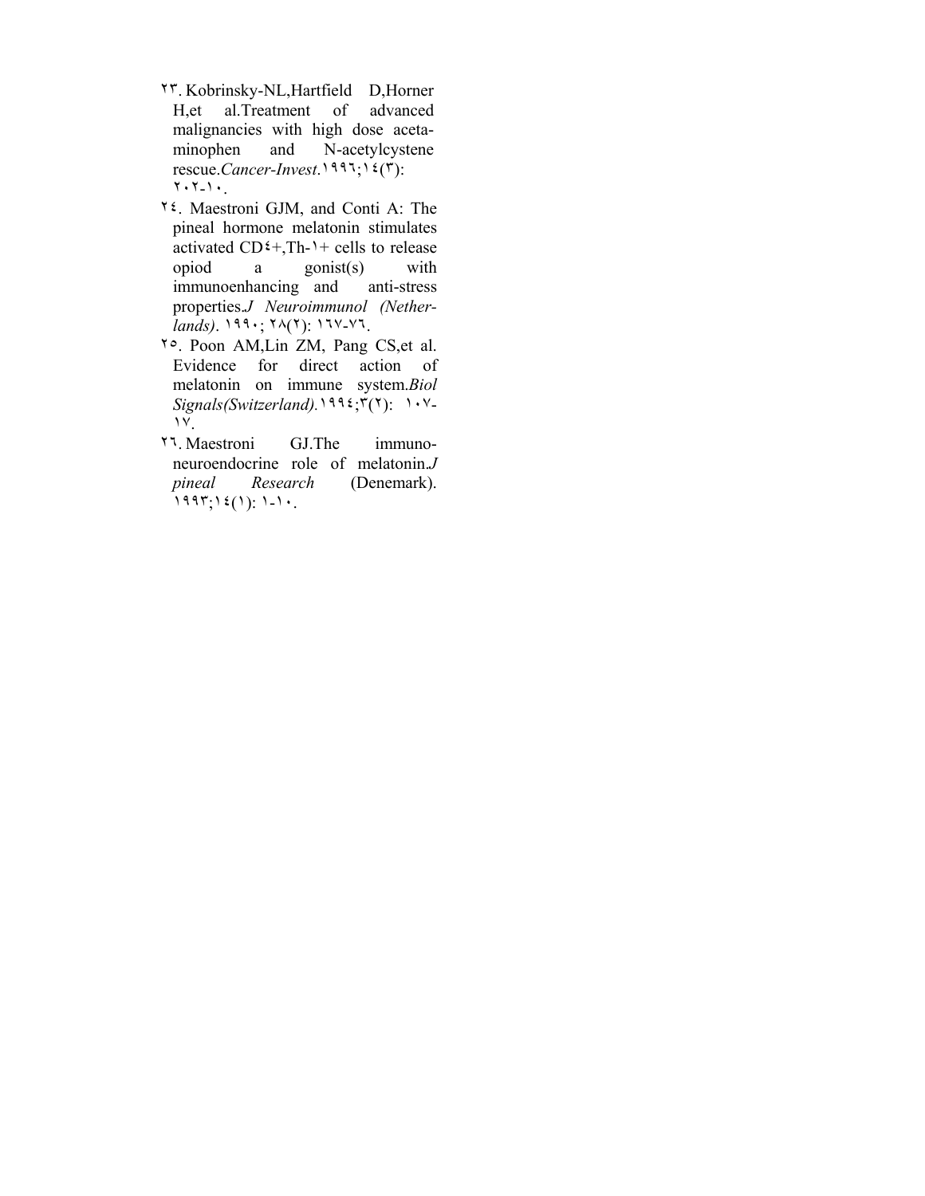۲۳. Kobrinsky-NL,Hartfield D,Horner H,et al.Treatment of advanced malignancies with high dose acetaminophen and N-acetylcystene rescue.*Cancer-Invest*.۱۹۹٦;۱٤(۳): ۲۰۲-۱۰.

۲٤. Maestroni GJM, and Conti A: The pineal hormone melatonin stimulates activated CD٤+,Th-۱+ cells to release opiod a gonist(s) with immunoenhancing and anti-stress properties.*J Neuroimmunol (Netherlands)*. ۱۹۹۰; ۲۸(۲): ١٦٧-٧٦.

۲٥. Poon AM,Lin ZM, Pang CS,et al. Evidence for direct action of melatonin on immune system.*Biol Signals(Switzerland)*.۱۹۹٤;۳(۲): ۱۰۷-۱۷.

۲٦. Maestroni GJ.The immuno-neuroendocrine role of melatonin.*J pineal Research* (Denemark). ۱۹۹۳;۱٤(۱): ۱-۱۰.